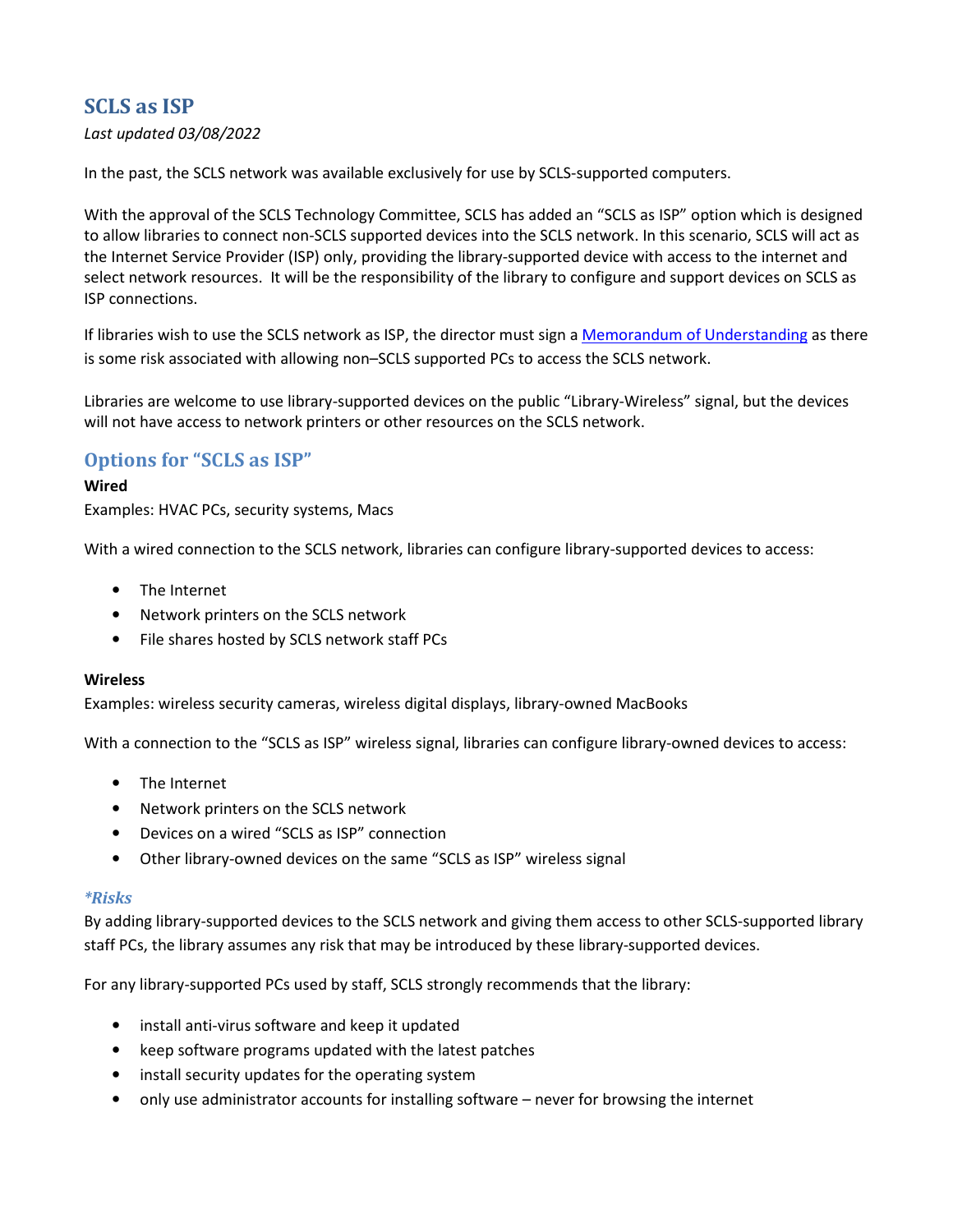# SCLS as ISP

*Last updated 03/08/2022*

In the past, the SCLS network was available exclusively for use by SCLS-supported computers.

With the approval of the SCLS Technology Committee, SCLS has added an “SCLS as ISP” option which is designed to allow libraries to connect non-SCLS supported devices into the SCLS network. In this scenario, SCLS will act as the Internet Service Provider (ISP) only, providing the library-supported device with access to the internet and select network resources. It will be the responsibility of the library to configure and support devices on SCLS as ISP connections.

If libraries wish to use the SCLS network as ISP, the director must sign a [Memorandum of Understanding](Memorandum of Understanding) as there is some risk associated with allowing non–SCLS supported PCs to access the SCLS network.

Libraries are welcome to use library-supported devices on the public “Library-Wireless” signal, but the devices will not have access to network printers or other resources on the SCLS network.

## Options for “SCLS as ISP”

**Wired**

Examples: HVAC PCs, security systems, Macs

With a wired connection to the SCLS network, libraries can configure library-supported devices to access:

- The Internet
- Network printers on the SCLS network
- File shares hosted by SCLS network staff PCs

**Wireless**

Examples: wireless security cameras, wireless digital displays, library-owned MacBooks

With a connection to the “SCLS as ISP” wireless signal, libraries can configure library-owned devices to access:

- The Internet
- Network printers on the SCLS network
- Devices on a wired “SCLS as ISP” connection
- Other library-owned devices on the same “SCLS as ISP” wireless signal

### *\*Risks*

By adding library-supported devices to the SCLS network and giving them access to other SCLS-supported library staff PCs, the library assumes any risk that may be introduced by these library-supported devices.

For any library-supported PCs used by staff, SCLS strongly recommends that the library:

- install anti-virus software and keep it updated
- keep software programs updated with the latest patches
- install security updates for the operating system
- only use administrator accounts for installing software – never for browsing the internet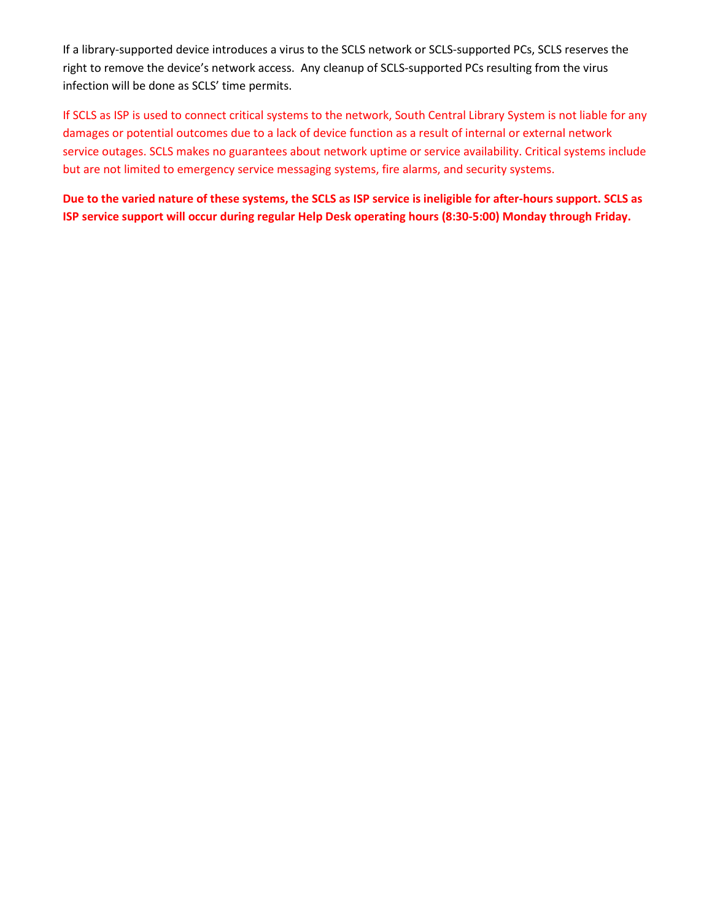If a library-supported device introduces a virus to the SCLS network or SCLS-supported PCs, SCLS reserves the right to remove the device's network access. Any cleanup of SCLS-supported PCs resulting from the virus infection will be done as SCLS' time permits.

If SCLS as ISP is used to connect critical systems to the network, South Central Library System is not liable for any damages or potential outcomes due to a lack of device function as a result of internal or external network service outages. SCLS makes no guarantees about network uptime or service availability. Critical systems include but are not limited to emergency service messaging systems, fire alarms, and security systems.

**Due to the varied nature of these systems, the SCLS as ISP service is ineligible for after-hours support. SCLS as ISP service support will occur during regular Help Desk operating hours (8:30-5:00) Monday through Friday.**